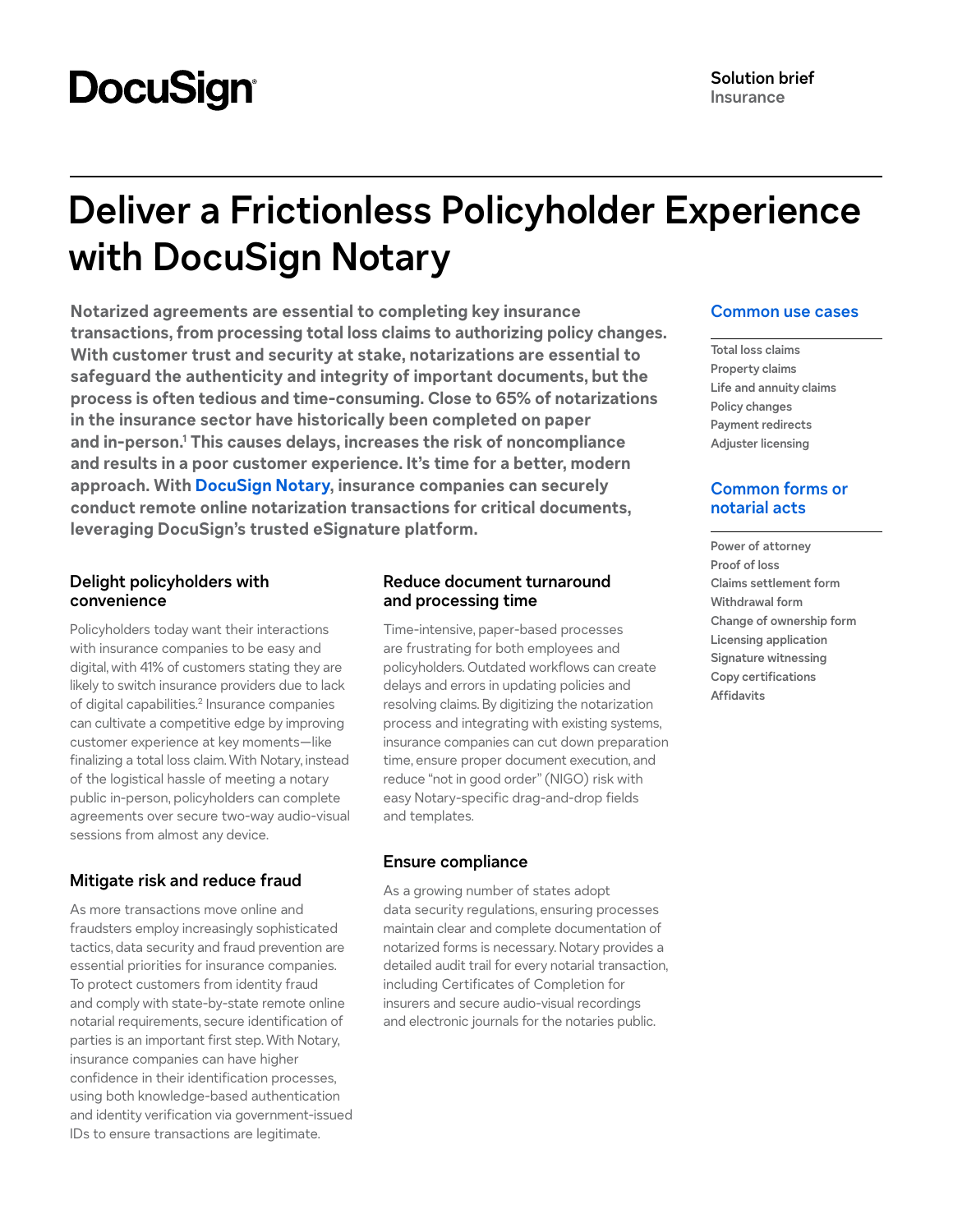DocuSign

**Solution brief**
Insurance

# Deliver a Frictionless Policyholder Experience with DocuSign Notary

**Notarized agreements are essential to completing key insurance transactions, from processing total loss claims to authorizing policy changes. With customer trust and security at stake, notarizations are essential to safeguard the authenticity and integrity of important documents, but the process is often tedious and time-consuming. Close to 65% of notarizations in the insurance sector have historically been completed on paper and in-person.[1] This causes delays, increases the risk of noncompliance and results in a poor customer experience. It's time for a better, modern approach. With DocuSign Notary, insurance companies can securely conduct remote online notarization transactions for critical documents, leveraging DocuSign's trusted eSignature platform.**

## Delight policyholders with convenience

Policyholders today want their interactions with insurance companies to be easy and digital, with 41% of customers stating they are likely to switch insurance providers due to lack of digital capabilities.[2] Insurance companies can cultivate a competitive edge by improving customer experience at key moments—like finalizing a total loss claim. With Notary, instead of the logistical hassle of meeting a notary public in-person, policyholders can complete agreements over secure two-way audio-visual sessions from almost any device.

## Mitigate risk and reduce fraud

As more transactions move online and fraudsters employ increasingly sophisticated tactics, data security and fraud prevention are essential priorities for insurance companies. To protect customers from identity fraud and comply with state-by-state remote online notarial requirements, secure identification of parties is an important first step. With Notary, insurance companies can have higher confidence in their identification processes, using both knowledge-based authentication and identity verification via government-issued IDs to ensure transactions are legitimate.

## Reduce document turnaround and processing time

Time-intensive, paper-based processes are frustrating for both employees and policyholders. Outdated workflows can create delays and errors in updating policies and resolving claims. By digitizing the notarization process and integrating with existing systems, insurance companies can cut down preparation time, ensure proper document execution, and reduce "not in good order" (NIGO) risk with easy Notary-specific drag-and-drop fields and templates.

## Ensure compliance

As a growing number of states adopt data security regulations, ensuring processes maintain clear and complete documentation of notarized forms is necessary. Notary provides a detailed audit trail for every notarial transaction, including Certificates of Completion for insurers and secure audio-visual recordings and electronic journals for the notaries public.

## Common use cases

- Total loss claims
- Property claims
- Life and annuity claims
- Policy changes
- Payment redirects
- Adjuster licensing

## Common forms or notarial acts

- Power of attorney
- Proof of loss
- Claims settlement form
- Withdrawal form
- Change of ownership form
- Licensing application
- Signature witnessing
- Copy certifications
- Affidavits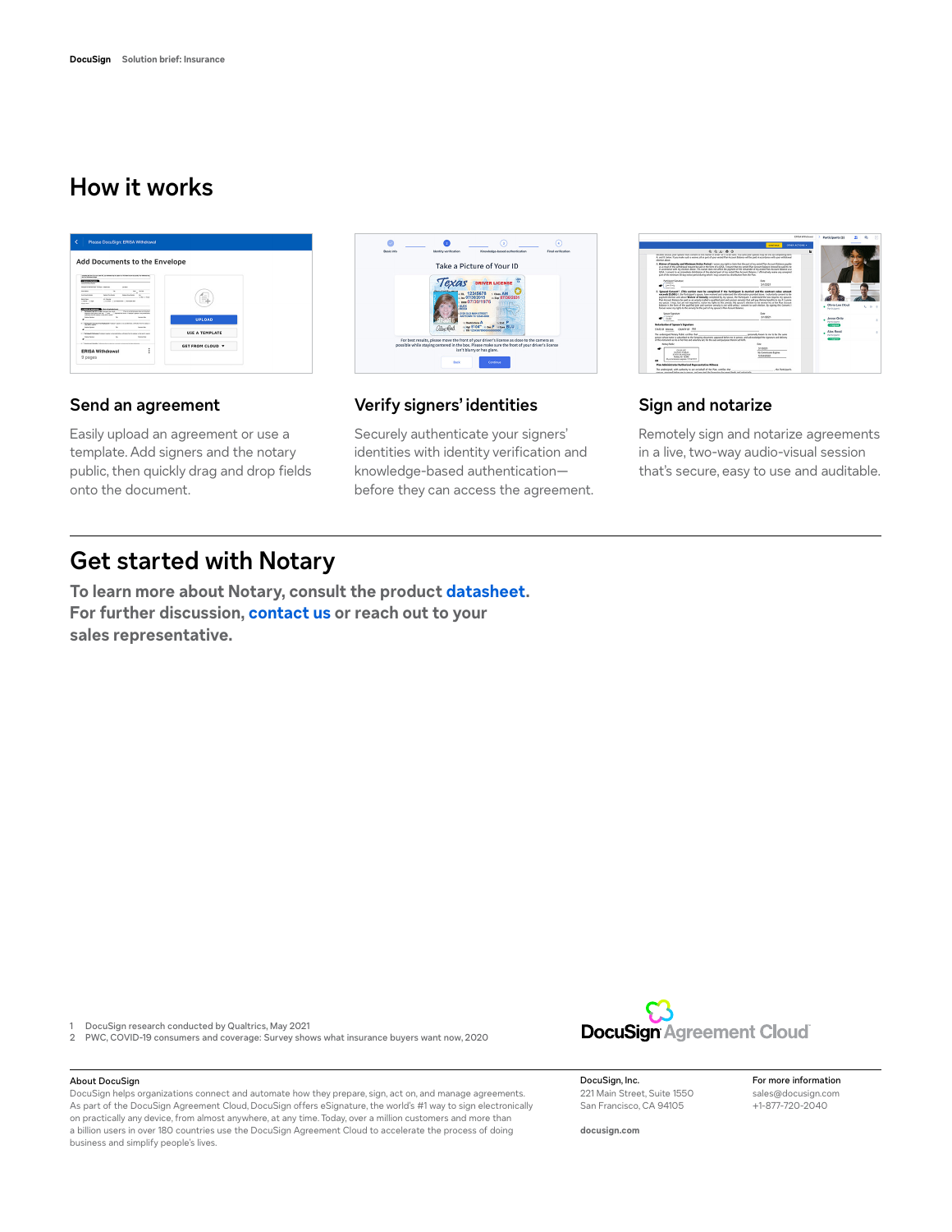# How it works

### Send an agreement

Easily upload an agreement or use a template. Add signers and the notary public, then quickly drag and drop fields onto the document.

### Verify signers' identities

Securely authenticate your signers' identities with identity verification and knowledge-based authentication—before they can access the agreement.

### Sign and notarize

Remotely sign and notarize agreements in a live, two-way audio-visual session that's secure, easy to use and auditable.

## Get started with Notary

**To learn more about Notary, consult the product datasheet. For further discussion, contact us or reach out to your sales representative.**

1 DocuSign research conducted by Qualtrics, May 2021
2 PWC, COVID-19 consumers and coverage: Survey shows what insurance buyers want now, 2020

DocuSign Agreement Cloud

About DocuSign
DocuSign helps organizations connect and automate how they prepare, sign, act on, and manage agreements. As part of the DocuSign Agreement Cloud, DocuSign offers eSignature, the world's #1 way to sign electronically on practically any device, from almost anywhere, at any time. Today, over a million customers and more than a billion users in over 180 countries use the DocuSign Agreement Cloud to accelerate the process of doing business and simplify people's lives.

DocuSign, Inc.
221 Main Street, Suite 1550
San Francisco, CA 94105

docusign.com

For more information
sales@docusign.com
+1-877-720-2040